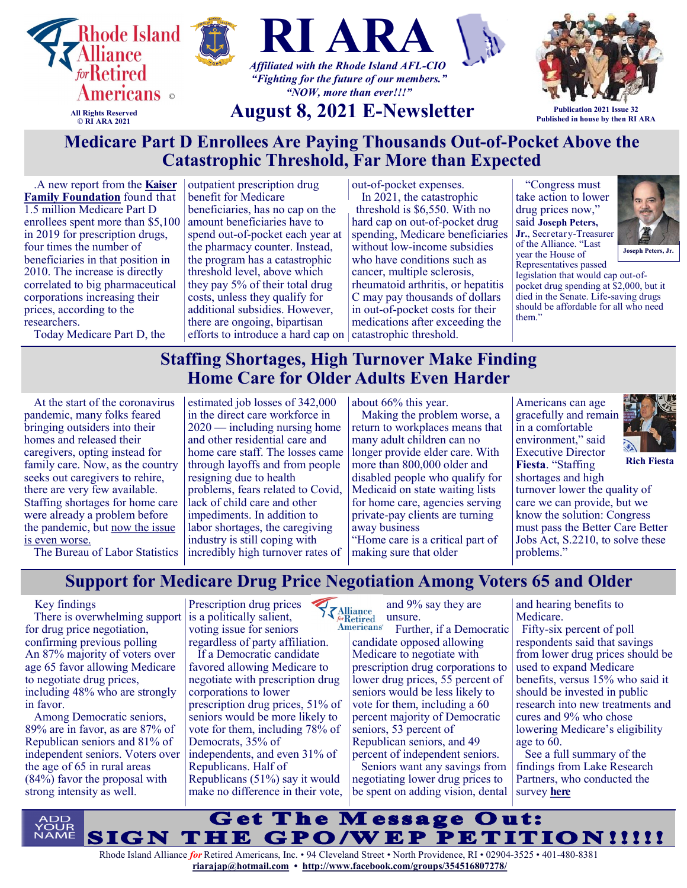Rhode Island Alliance for Retired Americans ©

All Rights Reserved
© RI ARA 2021

# RI ARA

*Affiliated with the Rhode Island AFL-CIO*
*"Fighting for the future of our members."*
*"NOW, more than ever!!!"*

## August 8, 2021 E-Newsletter

Publication 2021 Issue 32
Published in house by then RI ARA

## Medicare Part D Enrollees Are Paying Thousands Out-of-Pocket Above the Catastrophic Threshold, Far More than Expected

.A new report from the **Kaiser Family Foundation** found that 1.5 million Medicare Part D enrollees spent more than $5,100 in 2019 for prescription drugs, four times the number of beneficiaries in that position in 2010. The increase is directly correlated to big pharmaceutical corporations increasing their prices, according to the researchers.

Today Medicare Part D, the outpatient prescription drug benefit for Medicare beneficiaries, has no cap on the amount beneficiaries have to spend out-of-pocket each year at the pharmacy counter. Instead, the program has a catastrophic threshold level, above which they pay 5% of their total drug costs, unless they qualify for additional subsidies. However, there are ongoing, bipartisan efforts to introduce a hard cap on out-of-pocket expenses.

In 2021, the catastrophic threshold is $6,550. With no hard cap on out-of-pocket drug spending, Medicare beneficiaries without low-income subsidies who have conditions such as cancer, multiple sclerosis, rheumatoid arthritis, or hepatitis C may pay thousands of dollars in out-of-pocket costs for their medications after exceeding the catastrophic threshold.

"Congress must take action to lower drug prices now," said **Joseph Peters, Jr.**, Secretary-Treasurer of the Alliance. "Last year the House of Representatives passed legislation that would cap out-of-pocket drug spending at $2,000, but it died in the Senate. Life-saving drugs should be affordable for all who need them."

Joseph Peters, Jr.

## Staffing Shortages, High Turnover Make Finding Home Care for Older Adults Even Harder

At the start of the coronavirus pandemic, many folks feared bringing outsiders into their homes and released their caregivers, opting instead for family care. Now, as the country seeks out caregivers to rehire, there are very few available. Staffing shortages for home care were already a problem before the pandemic, but now the issue is even worse.

The Bureau of Labor Statistics estimated job losses of 342,000 in the direct care workforce in 2020 — including nursing home and other residential care and home care staff. The losses came through layoffs and from people resigning due to health problems, fears related to Covid, lack of child care and other impediments. In addition to labor shortages, the caregiving industry is still coping with incredibly high turnover rates of about 66% this year.

Making the problem worse, a return to workplaces means that many adult children can no longer provide elder care. With more than 800,000 older and disabled people who qualify for Medicaid on state waiting lists for home care, agencies serving private-pay clients are turning away business

"Home care is a critical part of making sure that older Americans can age gracefully and remain in a comfortable environment," said Executive Director **Fiesta**. "Staffing shortages and high turnover lower the quality of care we can provide, but we know the solution: Congress must pass the Better Care Better Jobs Act, S.2210, to solve these problems."

Rich Fiesta

## Support for Medicare Drug Price Negotiation Among Voters 65 and Older

Key findings

There is overwhelming support for drug price negotiation, confirming previous polling An 87% majority of voters over age 65 favor allowing Medicare to negotiate drug prices, including 48% who are strongly in favor.

Among Democratic seniors, 89% are in favor, as are 87% of Republican seniors and 81% of independent seniors. Voters over the age of 65 in rural areas (84%) favor the proposal with strong intensity as well.

Prescription drug prices is a politically salient, voting issue for seniors regardless of party affiliation.

If a Democratic candidate favored allowing Medicare to negotiate with prescription drug corporations to lower prescription drug prices, 51% of seniors would be more likely to vote for them, including 78% of Democrats, 35% of independents, and even 31% of Republicans. Half of Republicans (51%) say it would make no difference in their vote, and 9% say they are unsure.

Further, if a Democratic candidate opposed allowing Medicare to negotiate with prescription drug corporations to lower drug prices, 55 percent of seniors would be less likely to vote for them, including a 60 percent majority of Democratic seniors, 53 percent of Republican seniors, and 49 percent of independent seniors.

Seniors want any savings from negotiating lower drug prices to be spent on adding vision, dental and hearing benefits to Medicare.

Fifty-six percent of poll respondents said that savings from lower drug prices should be used to expand Medicare benefits, versus 15% who said it should be invested in public research into new treatments and cures and 9% who chose lowering Medicare's eligibility age to 60.

See a full summary of the findings from Lake Research Partners, who conducted the survey **here**

ADD YOUR NAME

**Get The Message Out: SIGN THE GPO/WEP PETITION!!!!!**

Rhode Island Alliance *for* Retired Americans, Inc. • 94 Cleveland Street • North Providence, RI • 02904-3525 • 401-480-8381
**riarajap@hotmail.com • http://www.facebook.com/groups/354516807278/**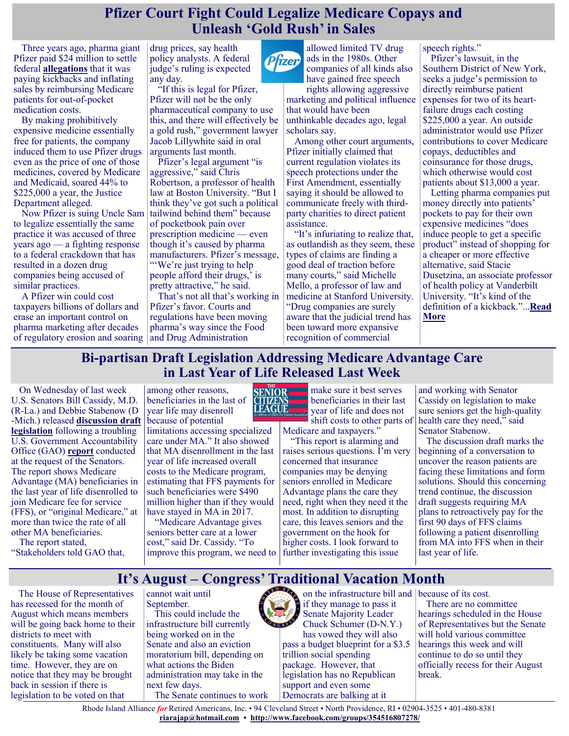# Pfizer Court Fight Could Legalize Medicare Copays and Unleash 'Gold Rush' in Sales

Three years ago, pharma giant Pfizer paid $24 million to settle federal **allegations** that it was paying kickbacks and inflating sales by reimbursing Medicare patients for out-of-pocket medication costs.

By making prohibitively expensive medicine essentially free for patients, the company induced them to use Pfizer drugs even as the price of one of those medicines, covered by Medicare and Medicaid, soared 44% to $225,000 a year, the Justice Department alleged.

Now Pfizer is suing Uncle Sam to legalize essentially the same practice it was accused of three years ago — a fighting response to a federal crackdown that has resulted in a dozen drug companies being accused of similar practices.

A Pfizer win could cost taxpayers billions of dollars and erase an important control on pharma marketing after decades of regulatory erosion and soaring drug prices, say health policy analysts. A federal judge's ruling is expected any day.

"If this is legal for Pfizer, Pfizer will not be the only pharmaceutical company to use this, and there will effectively be a gold rush," government lawyer Jacob Lillywhite said in oral arguments last month.

Pfizer's legal argument "is aggressive," said Chris Robertson, a professor of health law at Boston University. "But I think they've got such a political tailwind behind them" because of pocketbook pain over prescription medicine — even though it's caused by pharma manufacturers. Pfizer's message, "'We're just trying to help people afford their drugs,' is pretty attractive," he said.

That's not all that's working in Pfizer's favor. Courts and regulations have been moving pharma's way since the Food and Drug Administration allowed limited TV drug ads in the 1980s. Other companies of all kinds also have gained free speech rights allowing aggressive marketing and political influence that would have been unthinkable decades ago, legal scholars say.

Among other court arguments, Pfizer initially claimed that current regulation violates its speech protections under the First Amendment, essentially saying it should be allowed to communicate freely with third-party charities to direct patient assistance.

"It's infuriating to realize that, as outlandish as they seem, these types of claims are finding a good deal of traction before many courts," said Michelle Mello, a professor of law and medicine at Stanford University. "Drug companies are surely aware that the judicial trend has been toward more expansive recognition of commercial speech rights."

Pfizer's lawsuit, in the Southern District of New York, seeks a judge's permission to directly reimburse patient expenses for two of its heart-failure drugs each costing $225,000 a year. An outside administrator would use Pfizer contributions to cover Medicare copays, deductibles and coinsurance for those drugs, which otherwise would cost patients about $13,000 a year.

Letting pharma companies put money directly into patients' pockets to pay for their own expensive medicines "does induce people to get a specific product" instead of shopping for a cheaper or more effective alternative, said Stacie Dusetzina, an associate professor of health policy at Vanderbilt University. "It's kind of the definition of a kickback."...**Read More**

# Bi-partisan Draft Legislation Addressing Medicare Advantage Care in Last Year of Life Released Last Week

On Wednesday of last week U.S. Senators Bill Cassidy, M.D. (R-La.) and Debbie Stabenow (D-Mich.) released **discussion draft legislation** following a troubling U.S. Government Accountability Office (GAO) **report** conducted at the request of the Senators. The report shows Medicare Advantage (MA) beneficiaries in the last year of life disenrolled to join Medicare fee for service (FFS), or "original Medicare," at more than twice the rate of all other MA beneficiaries.

The report stated, "Stakeholders told GAO that, among other reasons, beneficiaries in the last of year life may disenroll because of potential limitations accessing specialized care under MA." It also showed that MA disenrollment in the last year of life increased overall costs to the Medicare program, estimating that FFS payments for such beneficiaries were $490 million higher than if they would have stayed in MA in 2017.

"Medicare Advantage gives seniors better care at a lower cost," said Dr. Cassidy. "To improve this program, we need to make sure it best serves beneficiaries in their last year of life and does not shift costs to other parts of Medicare and taxpayers."

"This report is alarming and raises serious questions. I'm very concerned that insurance companies may be denying seniors enrolled in Medicare Advantage plans the care they need, right when they need it the most. In addition to disrupting care, this leaves seniors and the government on the hook for higher costs. I look forward to further investigating this issue and working with Senator Cassidy on legislation to make sure seniors get the high-quality health care they need," said Senator Stabenow.

The discussion draft marks the beginning of a conversation to uncover the reason patients are facing these limitations and form solutions. Should this concerning trend continue, the discussion draft suggests requiring MA plans to retroactively pay for the first 90 days of FFS claims following a patient disenrolling from MA into FFS when in their last year of life.

# It's August – Congress' Traditional Vacation Month

The House of Representatives has recessed for the month of August which means members will be going back home to their districts to meet with constituents. Many will also likely be taking some vacation time. However, they are on notice that they may be brought back in session if there is legislation to be voted on that cannot wait until September.

This could include the infrastructure bill currently being worked on in the Senate and also an eviction moratorium bill, depending on what actions the Biden administration may take in the next few days.

The Senate continues to work on the infrastructure bill and if they manage to pass it Senate Majority Leader Chuck Schumer (D-N.Y.) has vowed they will also pass a budget blueprint for a $3.5 trillion social spending package. However, that legislation has no Republican support and even some Democrats are balking at it because of its cost.

There are no committee hearings scheduled in the House of Representatives but the Senate will hold various committee hearings this week and will continue to do so until they officially recess for their August break.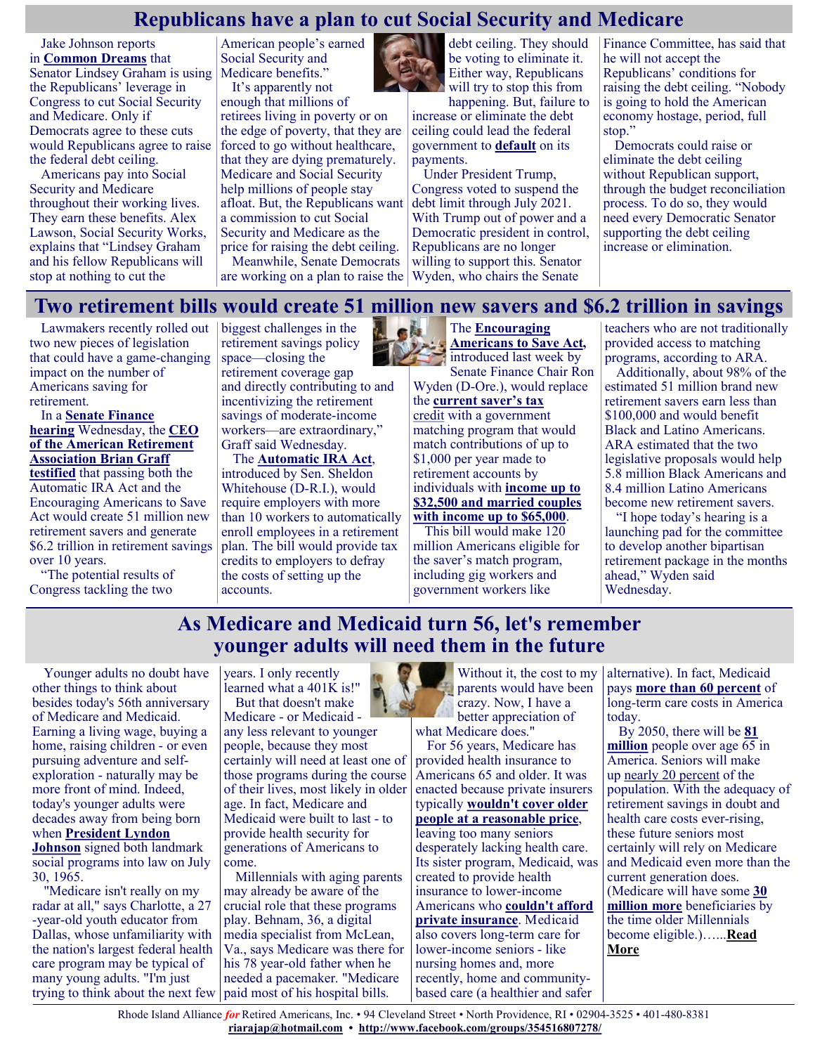## Republicans have a plan to cut Social Security and Medicare

Jake Johnson reports in **Common Dreams** that Senator Lindsey Graham is using the Republicans' leverage in Congress to cut Social Security and Medicare. Only if Democrats agree to these cuts would Republicans agree to raise the federal debt ceiling.

Americans pay into Social Security and Medicare throughout their working lives. They earn these benefits. Alex Lawson, Social Security Works, explains that "Lindsey Graham and his fellow Republicans will stop at nothing to cut the American people's earned Social Security and Medicare benefits."

It's apparently not enough that millions of retirees living in poverty or on the edge of poverty, that they are forced to go without healthcare, that they are dying prematurely. Medicare and Social Security help millions of people stay afloat. But, the Republicans want a commission to cut Social Security and Medicare as the price for raising the debt ceiling.

Meanwhile, Senate Democrats are working on a plan to raise the debt ceiling. They should be voting to eliminate it. Either way, Republicans will try to stop this from happening. But, failure to increase or eliminate the debt ceiling could lead the federal government to **default** on its payments.

Under President Trump, Congress voted to suspend the debt limit through July 2021. With Trump out of power and a Democratic president in control, Republicans are no longer willing to support this. Senator Wyden, who chairs the Senate Finance Committee, has said that he will not accept the Republicans' conditions for raising the debt ceiling. "Nobody is going to hold the American economy hostage, period, full stop."

Democrats could raise or eliminate the debt ceiling without Republican support, through the budget reconciliation process. To do so, they would need every Democratic Senator supporting the debt ceiling increase or elimination.

## Two retirement bills would create 51 million new savers and $6.2 trillion in savings

Lawmakers recently rolled out two new pieces of legislation that could have a game-changing impact on the number of Americans saving for retirement.

In a **Senate Finance hearing** Wednesday, the **CEO of the American Retirement Association Brian Graff testified** that passing both the Automatic IRA Act and the Encouraging Americans to Save Act would create 51 million new retirement savers and generate $6.2 trillion in retirement savings over 10 years.

"The potential results of Congress tackling the two biggest challenges in the retirement savings policy space—closing the retirement coverage gap and directly contributing to and incentivizing the retirement savings of moderate-income workers—are extraordinary," Graff said Wednesday.

The **Automatic IRA Act**, introduced by Sen. Sheldon Whitehouse (D-R.I.), would require employers with more than 10 workers to automatically enroll employees in a retirement plan. The bill would provide tax credits to employers to defray the costs of setting up the accounts.

The **Encouraging Americans to Save Act,** introduced last week by Senate Finance Chair Ron Wyden (D-Ore.), would replace the **current saver's tax credit** with a government matching program that would match contributions of up to $1,000 per year made to retirement accounts by individuals with **income up to $32,500 and married couples with income up to $65,000**.

This bill would make 120 million Americans eligible for the saver's match program, including gig workers and government workers like teachers who are not traditionally provided access to matching programs, according to ARA.

Additionally, about 98% of the estimated 51 million brand new retirement savers earn less than $100,000 and would benefit Black and Latino Americans. ARA estimated that the two legislative proposals would help 5.8 million Black Americans and 8.4 million Latino Americans become new retirement savers.

"I hope today's hearing is a launching pad for the committee to develop another bipartisan retirement package in the months ahead," Wyden said Wednesday.

## As Medicare and Medicaid turn 56, let's remember younger adults will need them in the future

Younger adults no doubt have other things to think about besides today's 56th anniversary of Medicare and Medicaid. Earning a living wage, buying a home, raising children - or even pursuing adventure and self-exploration - naturally may be more front of mind. Indeed, today's younger adults were decades away from being born when **President Lyndon Johnson** signed both landmark social programs into law on July 30, 1965.

"Medicare isn't really on my radar at all," says Charlotte, a 27-year-old youth educator from Dallas, whose unfamiliarity with the nation's largest federal health care program may be typical of many young adults. "I'm just trying to think about the next few years. I only recently learned what a 401K is!"

But that doesn't make Medicare - or Medicaid - any less relevant to younger people, because they most certainly will need at least one of those programs during the course of their lives, most likely in older age. In fact, Medicare and Medicaid were built to last - to provide health security for generations of Americans to come.

Millennials with aging parents may already be aware of the crucial role that these programs play. Behnam, 36, a digital media specialist from McLean, Va., says Medicare was there for his 78 year-old father when he needed a pacemaker. "Medicare paid most of his hospital bills. Without it, the cost to my parents would have been crazy. Now, I have a better appreciation of what Medicare does."

For 56 years, Medicare has provided health insurance to Americans 65 and older. It was enacted because private insurers typically **wouldn't cover older people at a reasonable price**, leaving too many seniors desperately lacking health care. Its sister program, Medicaid, was created to provide health insurance to lower-income Americans who **couldn't afford private insurance**. Medicaid also covers long-term care for lower-income seniors - like nursing homes and, more recently, home and community-based care (a healthier and safer alternative). In fact, Medicaid pays **more than 60 percent** of long-term care costs in America today.

By 2050, there will be **81 million** people over age 65 in America. Seniors will make up nearly 20 percent of the population. With the adequacy of retirement savings in doubt and health care costs ever-rising, these future seniors most certainly will rely on Medicare and Medicaid even more than the current generation does. (Medicare will have some **30 million more** beneficiaries by the time older Millennials become eligible.)…...**Read More**

Rhode Island Alliance *for* Retired Americans, Inc. • 94 Cleveland Street • North Providence, RI • 02904-3525 • 401-480-8381
**riarajap@hotmail.com** • **http://www.facebook.com/groups/354516807278/**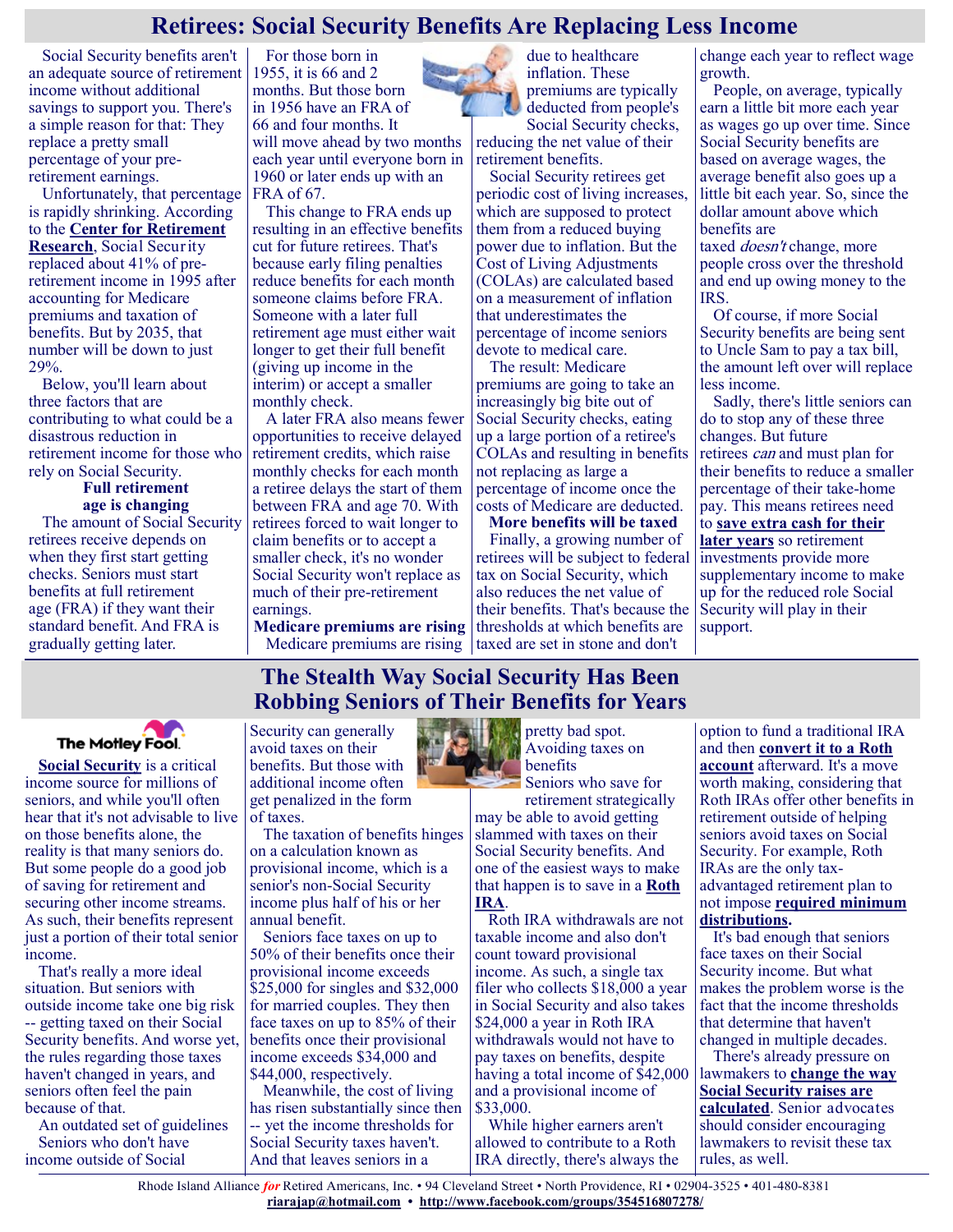# Retirees: Social Security Benefits Are Replacing Less Income

Social Security benefits aren't an adequate source of retirement income without additional savings to support you. There's a simple reason for that: They replace a pretty small percentage of your pre-retirement earnings.

Unfortunately, that percentage is rapidly shrinking. According to the **Center for Retirement Research**, Social Security replaced about 41% of pre-retirement income in 1995 after accounting for Medicare premiums and taxation of benefits. But by 2035, that number will be down to just 29%.

Below, you'll learn about three factors that are contributing to what could be a disastrous reduction in retirement income for those who rely on Social Security.

**Full retirement age is changing**

The amount of Social Security retirees receive depends on when they first start getting checks. Seniors must start benefits at full retirement age (FRA) if they want their standard benefit. And FRA is gradually getting later.

For those born in 1955, it is 66 and 2 months. But those born in 1956 have an FRA of 66 and four months. It will move ahead by two months each year until everyone born in 1960 or later ends up with an FRA of 67.

This change to FRA ends up resulting in an effective benefits cut for future retirees. That's because early filing penalties reduce benefits for each month someone claims before FRA. Someone with a later full retirement age must either wait longer to get their full benefit (giving up income in the interim) or accept a smaller monthly check.

A later FRA also means fewer opportunities to receive delayed retirement credits, which raise monthly checks for each month a retiree delays the start of them between FRA and age 70. With retirees forced to wait longer to claim benefits or to accept a smaller check, it's no wonder Social Security won't replace as much of their pre-retirement earnings.

**Medicare premiums are rising**

Medicare premiums are rising due to healthcare inflation. These premiums are typically deducted from people's Social Security checks, reducing the net value of their retirement benefits.

Social Security retirees get periodic cost of living increases, which are supposed to protect them from a reduced buying power due to inflation. But the Cost of Living Adjustments (COLAs) are calculated based on a measurement of inflation that underestimates the percentage of income seniors devote to medical care.

The result: Medicare premiums are going to take an increasingly big bite out of Social Security checks, eating up a large portion of a retiree's COLAs and resulting in benefits not replacing as large a percentage of income once the costs of Medicare are deducted.

**More benefits will be taxed**

Finally, a growing number of retirees will be subject to federal tax on Social Security, which also reduces the net value of their benefits. That's because the thresholds at which benefits are taxed are set in stone and don't change each year to reflect wage growth.

People, on average, typically earn a little bit more each year as wages go up over time. Since Social Security benefits are based on average wages, the average benefit also goes up a little bit each year. So, since the dollar amount above which benefits are taxed *doesn't* change, more people cross over the threshold and end up owing money to the IRS.

Of course, if more Social Security benefits are being sent to Uncle Sam to pay a tax bill, the amount left over will replace less income.

Sadly, there's little seniors can do to stop any of these three changes. But future retirees *can* and must plan for their benefits to reduce a smaller percentage of their take-home pay. This means retirees need to **save extra cash for their later years** so retirement investments provide more supplementary income to make up for the reduced role Social Security will play in their support.

# The Stealth Way Social Security Has Been Robbing Seniors of Their Benefits for Years

The Motley Fool.

**Social Security** is a critical income source for millions of seniors, and while you'll often hear that it's not advisable to live on those benefits alone, the reality is that many seniors do. But some people do a good job of saving for retirement and securing other income streams. As such, their benefits represent just a portion of their total senior income.

That's really a more ideal situation. But seniors with outside income take one big risk -- getting taxed on their Social Security benefits. And worse yet, the rules regarding those taxes haven't changed in years, and seniors often feel the pain because of that.

An outdated set of guidelines

Seniors who don't have income outside of Social Security can generally avoid taxes on their benefits. But those with additional income often get penalized in the form of taxes.

The taxation of benefits hinges on a calculation known as provisional income, which is a senior's non-Social Security income plus half of his or her annual benefit.

Seniors face taxes on up to 50% of their benefits once their provisional income exceeds $25,000 for singles and $32,000 for married couples. They then face taxes on up to 85% of their benefits once their provisional income exceeds $34,000 and $44,000, respectively.

Meanwhile, the cost of living has risen substantially since then -- yet the income thresholds for Social Security taxes haven't. And that leaves seniors in a pretty bad spot.

Avoiding taxes on benefits

Seniors who save for retirement strategically may be able to avoid getting slammed with taxes on their Social Security benefits. And one of the easiest ways to make that happen is to save in a **Roth IRA**.

Roth IRA withdrawals are not taxable income and also don't count toward provisional income. As such, a single tax filer who collects $18,000 a year in Social Security and also takes $24,000 a year in Roth IRA withdrawals would not have to pay taxes on benefits, despite having a total income of $42,000 and a provisional income of $33,000.

While higher earners aren't allowed to contribute to a Roth IRA directly, there's always the option to fund a traditional IRA and then **convert it to a Roth account** afterward. It's a move worth making, considering that Roth IRAs offer other benefits in retirement outside of helping seniors avoid taxes on Social Security. For example, Roth IRAs are the only tax-advantaged retirement plan to not impose **required minimum distributions**.

It's bad enough that seniors face taxes on their Social Security income. But what makes the problem worse is the fact that the income thresholds that determine that haven't changed in multiple decades.

There's already pressure on lawmakers to **change the way Social Security raises are calculated**. Senior advocates should consider encouraging lawmakers to revisit these tax rules, as well.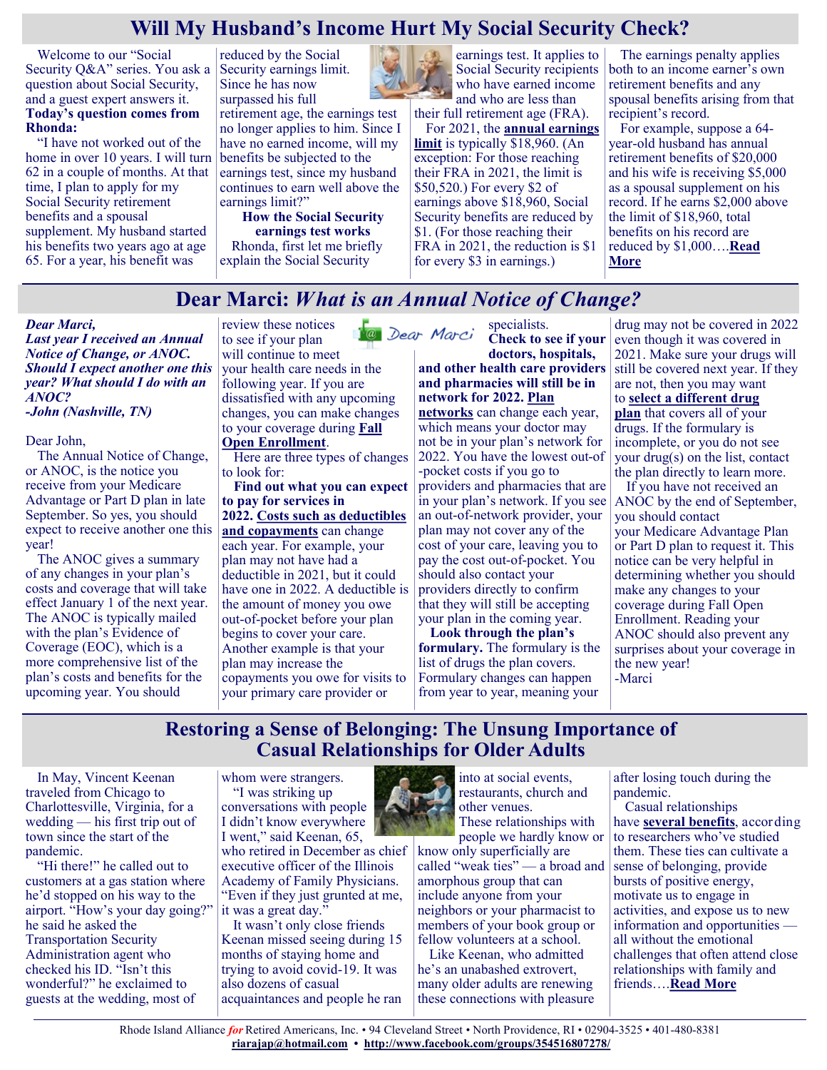# Will My Husband's Income Hurt My Social Security Check?

Welcome to our "Social Security Q&A" series. You ask a question about Social Security, and a guest expert answers it. **Today's question comes from Rhonda:**

"I have not worked out of the home in over 10 years. I will turn 62 in a couple of months. At that time, I plan to apply for my Social Security retirement benefits and a spousal supplement. My husband started his benefits two years ago at age 65. For a year, his benefit was reduced by the Social Security earnings limit. Since he has now surpassed his full retirement age, the earnings test no longer applies to him. Since I have no earned income, will my benefits be subjected to the earnings test, since my husband continues to earn well above the earnings limit?"

**How the Social Security earnings test works**

Rhonda, first let me briefly explain the Social Security earnings test. It applies to Social Security recipients who have earned income and who are less than their full retirement age (FRA).

For 2021, the **annual earnings limit** is typically $18,960. (An exception: For those reaching their FRA in 2021, the limit is $50,520.) For every $2 of earnings above $18,960, Social Security benefits are reduced by $1. (For those reaching their FRA in 2021, the reduction is $1 for every $3 in earnings.)

The earnings penalty applies both to an income earner's own retirement benefits and any spousal benefits arising from that recipient's record.

For example, suppose a 64-year-old husband has annual retirement benefits of $20,000 and his wife is receiving $5,000 as a spousal supplement on his record. If he earns $2,000 above the limit of $18,960, total benefits on his record are reduced by $1,000….**Read More**

# Dear Marci: *What is an Annual Notice of Change?*

***Dear Marci,***
***Last year I received an Annual Notice of Change, or ANOC. Should I expect another one this year? What should I do with an ANOC?***
***-John (Nashville, TN)***

Dear John,

The Annual Notice of Change, or ANOC, is the notice you receive from your Medicare Advantage or Part D plan in late September. So yes, you should expect to receive another one this year!

The ANOC gives a summary of any changes in your plan's costs and coverage that will take effect January 1 of the next year. The ANOC is typically mailed with the plan's Evidence of Coverage (EOC), which is a more comprehensive list of the plan's costs and benefits for the upcoming year. You should review these notices to see if your plan will continue to meet your health care needs in the following year. If you are dissatisfied with any upcoming changes, you can make changes to your coverage during **Fall Open Enrollment**.

Here are three types of changes to look for:

**Find out what you can expect to pay for services in 2022.** **Costs such as deductibles and copayments** can change each year. For example, your plan may not have had a deductible in 2021, but it could have one in 2022. A deductible is the amount of money you owe out-of-pocket before your plan begins to cover your care. Another example is that your plan may increase the copayments you owe for visits to your primary care provider or specialists.

**Check to see if your doctors, hospitals, and other health care providers and pharmacies will still be in network for 2022. Plan networks** can change each year, which means your doctor may not be in your plan's network for 2022. You have the lowest out-of-pocket costs if you go to providers and pharmacies that are in your plan's network. If you see an out-of-network provider, your plan may not cover any of the cost of your care, leaving you to pay the cost out-of-pocket. You should also contact your providers directly to confirm that they will still be accepting your plan in the coming year.

**Look through the plan's formulary.** The formulary is the list of drugs the plan covers. Formulary changes can happen from year to year, meaning your drug may not be covered in 2022 even though it was covered in 2021. Make sure your drugs will still be covered next year. If they are not, then you may want to **select a different drug plan** that covers all of your drugs. If the formulary is incomplete, or you do not see your drug(s) on the list, contact the plan directly to learn more.

If you have not received an ANOC by the end of September, you should contact your Medicare Advantage Plan or Part D plan to request it. This notice can be very helpful in determining whether you should make any changes to your coverage during Fall Open Enrollment. Reading your ANOC should also prevent any surprises about your coverage in the new year!

-Marci

# Restoring a Sense of Belonging: The Unsung Importance of Casual Relationships for Older Adults

In May, Vincent Keenan traveled from Chicago to Charlottesville, Virginia, for a wedding — his first trip out of town since the start of the pandemic.

"Hi there!" he called out to customers at a gas station where he'd stopped on his way to the airport. "How's your day going?" he said as he asked the Transportation Security Administration agent who checked his ID. "Isn't this wonderful?" he exclaimed to guests at the wedding, most of whom were strangers.

"I was striking up conversations with people I didn't know everywhere I went," said Keenan, 65, who retired in December as chief executive officer of the Illinois Academy of Family Physicians. "Even if they just grunted at me, it was a great day."

It wasn't only close friends Keenan missed seeing during 15 months of staying home and trying to avoid covid-19. It was also dozens of casual acquaintances and people he ran into at social events, restaurants, church and other venues.

These relationships with people we hardly know or know only superficially are called "weak ties" — a broad and amorphous group that can include anyone from your neighbors or your pharmacist to members of your book group or fellow volunteers at a school.

Like Keenan, who admitted he's an unabashed extrovert, many older adults are renewing these connections with pleasure after losing touch during the pandemic.

Casual relationships have **several benefits**, according to researchers who've studied them. These ties can cultivate a sense of belonging, provide bursts of positive energy, motivate us to engage in activities, and expose us to new information and opportunities — all without the emotional challenges that often attend close relationships with family and friends….**Read More**

Rhode Island Alliance *for* Retired Americans, Inc. • 94 Cleveland Street • North Providence, RI • 02904-3525 • 401-480-8381
**riarajap@hotmail.com** • **http://www.facebook.com/groups/354516807278/**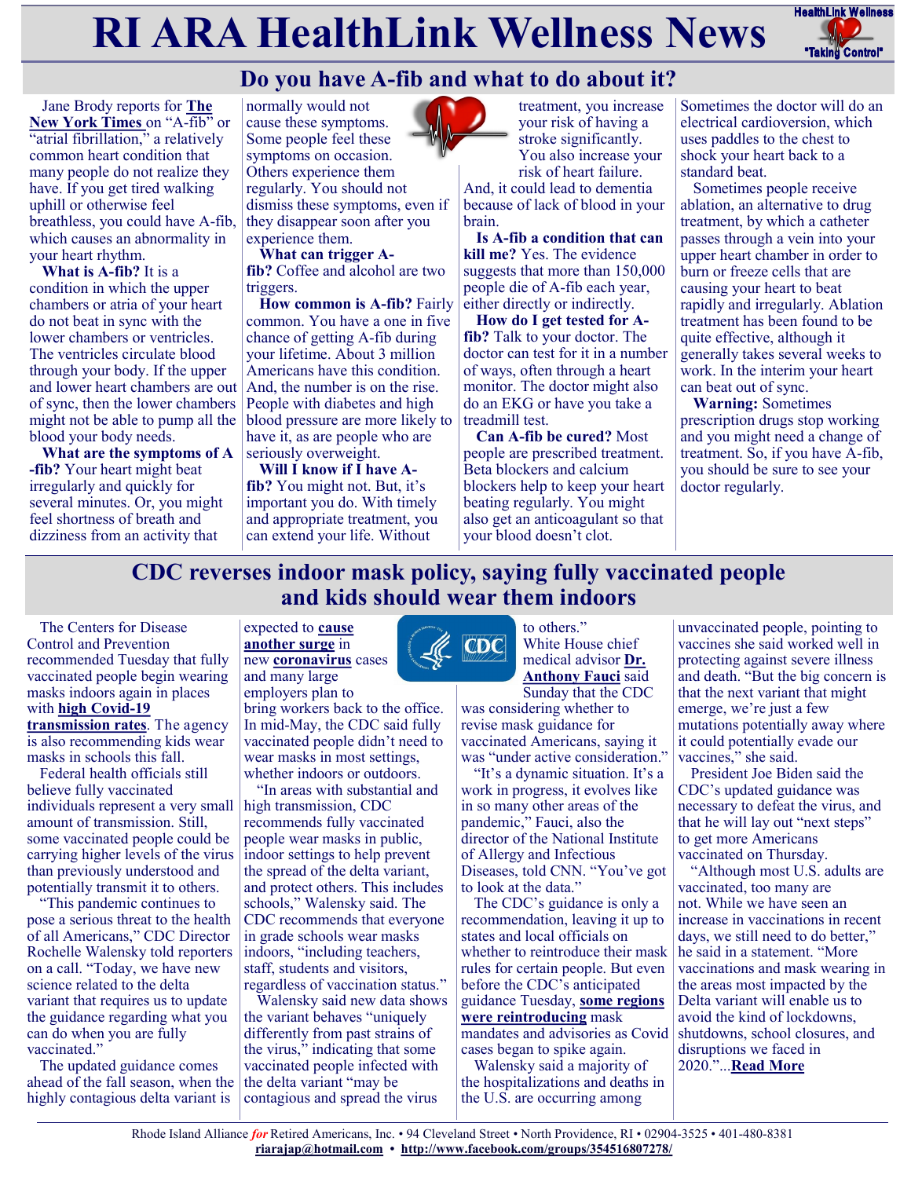# RI ARA HealthLink Wellness News

## Do you have A-fib and what to do about it?

Jane Brody reports for **The New York Times** on "A-fib" or "atrial fibrillation," a relatively common heart condition that many people do not realize they have. If you get tired walking uphill or otherwise feel breathless, you could have A-fib, which causes an abnormality in your heart rhythm.

**What is A-fib?** It is a condition in which the upper chambers or atria of your heart do not beat in sync with the lower chambers or ventricles. The ventricles circulate blood through your body. If the upper and lower heart chambers are out of sync, then the lower chambers might not be able to pump all the blood your body needs.

**What are the symptoms of A-fib?** Your heart might beat irregularly and quickly for several minutes. Or, you might feel shortness of breath and dizziness from an activity that normally would not cause these symptoms. Some people feel these symptoms on occasion. Others experience them regularly. You should not dismiss these symptoms, even if they disappear soon after you experience them.

**What can trigger A-fib?** Coffee and alcohol are two triggers.

**How common is A-fib?** Fairly common. You have a one in five chance of getting A-fib during your lifetime. About 3 million Americans have this condition. And, the number is on the rise. People with diabetes and high blood pressure are more likely to have it, as are people who are seriously overweight.

**Will I know if I have A-fib?** You might not. But, it's important you do. With timely and appropriate treatment, you can extend your life. Without treatment, you increase your risk of having a stroke significantly. You also increase your risk of heart failure. And, it could lead to dementia because of lack of blood in your brain.

**Is A-fib a condition that can kill me?** Yes. The evidence suggests that more than 150,000 people die of A-fib each year, either directly or indirectly.

**How do I get tested for A-fib?** Talk to your doctor. The doctor can test for it in a number of ways, often through a heart monitor. The doctor might also do an EKG or have you take a treadmill test.

**Can A-fib be cured?** Most people are prescribed treatment. Beta blockers and calcium blockers help to keep your heart beating regularly. You might also get an anticoagulant so that your blood doesn't clot. Sometimes the doctor will do an electrical cardioversion, which uses paddles to the chest to shock your heart back to a standard beat.

Sometimes people receive ablation, an alternative to drug treatment, by which a catheter passes through a vein into your upper heart chamber in order to burn or freeze cells that are causing your heart to beat rapidly and irregularly. Ablation treatment has been found to be quite effective, although it generally takes several weeks to work. In the interim your heart can beat out of sync.

**Warning:** Sometimes prescription drugs stop working and you might need a change of treatment. So, if you have A-fib, you should be sure to see your doctor regularly.

## CDC reverses indoor mask policy, saying fully vaccinated people and kids should wear them indoors

The Centers for Disease Control and Prevention recommended Tuesday that fully vaccinated people begin wearing masks indoors again in places with **high Covid-19 transmission rates**. The agency is also recommending kids wear masks in schools this fall.

Federal health officials still believe fully vaccinated individuals represent a very small amount of transmission. Still, some vaccinated people could be carrying higher levels of the virus than previously understood and potentially transmit it to others.

"This pandemic continues to pose a serious threat to the health of all Americans," CDC Director Rochelle Walensky told reporters on a call. "Today, we have new science related to the delta variant that requires us to update the guidance regarding what you can do when you are fully vaccinated."

The updated guidance comes ahead of the fall season, when the highly contagious delta variant is expected to **cause another surge** in new **coronavirus** cases and many large employers plan to bring workers back to the office. In mid-May, the CDC said fully vaccinated people didn't need to wear masks in most settings, whether indoors or outdoors.

"In areas with substantial and high transmission, CDC recommends fully vaccinated people wear masks in public, indoor settings to help prevent the spread of the delta variant, and protect others. This includes schools," Walensky said. The CDC recommends that everyone in grade schools wear masks indoors, "including teachers, staff, students and visitors, regardless of vaccination status."

Walensky said new data shows the variant behaves "uniquely differently from past strains of the virus," indicating that some vaccinated people infected with the delta variant "may be contagious and spread the virus to others."

White House chief medical advisor **Dr. Anthony Fauci** said Sunday that the CDC was considering whether to revise mask guidance for vaccinated Americans, saying it was "under active consideration."

"It's a dynamic situation. It's a work in progress, it evolves like in so many other areas of the pandemic," Fauci, also the director of the National Institute of Allergy and Infectious Diseases, told CNN. "You've got to look at the data."

The CDC's guidance is only a recommendation, leaving it up to states and local officials on whether to reintroduce their mask rules for certain people. But even before the CDC's anticipated guidance Tuesday, **some regions were reintroducing** mask mandates and advisories as Covid cases began to spike again.

Walensky said a majority of the hospitalizations and deaths in the U.S. are occurring among unvaccinated people, pointing to vaccines she said worked well in protecting against severe illness and death. "But the big concern is that the next variant that might emerge, we're just a few mutations potentially away where it could potentially evade our vaccines," she said.

President Joe Biden said the CDC's updated guidance was necessary to defeat the virus, and that he will lay out "next steps" to get more Americans vaccinated on Thursday.

"Although most U.S. adults are vaccinated, too many are not. While we have seen an increase in vaccinations in recent days, we still need to do better," he said in a statement. "More vaccinations and mask wearing in the areas most impacted by the Delta variant will enable us to avoid the kind of lockdowns, shutdowns, school closures, and disruptions we faced in 2020."...**Read More**

Rhode Island Alliance *for* Retired Americans, Inc. • 94 Cleveland Street • North Providence, RI • 02904-3525 • 401-480-8381
**riarajap@hotmail.com** • **http://www.facebook.com/groups/354516807278/**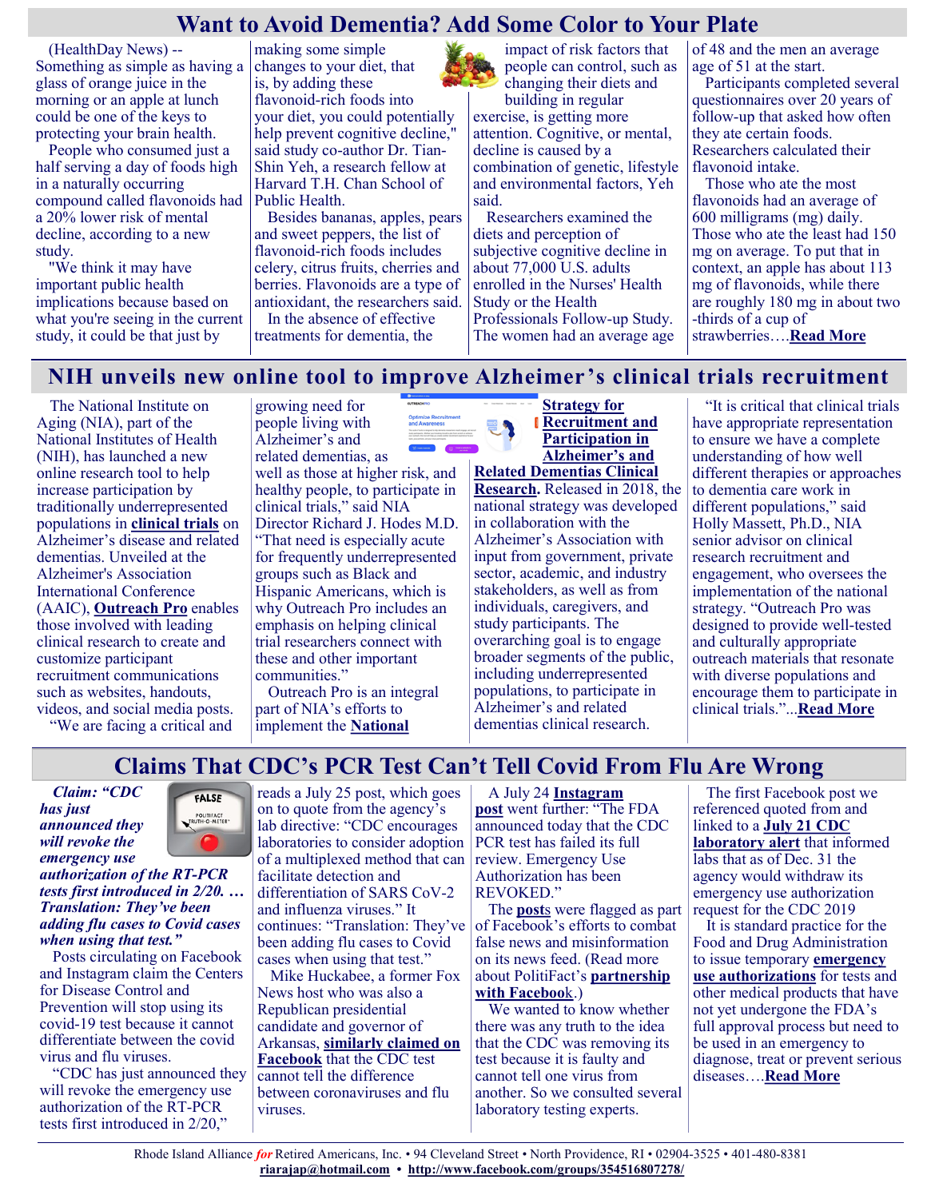# Want to Avoid Dementia? Add Some Color to Your Plate

(HealthDay News) -- Something as simple as having a glass of orange juice in the morning or an apple at lunch could be one of the keys to protecting your brain health.

People who consumed just a half serving a day of foods high in a naturally occurring compound called flavonoids had a 20% lower risk of mental decline, according to a new study.

"We think it may have important public health implications because based on what you're seeing in the current study, it could be that just by making some simple changes to your diet, that is, by adding these flavonoid-rich foods into your diet, you could potentially help prevent cognitive decline," said study co-author Dr. Tian-Shin Yeh, a research fellow at Harvard T.H. Chan School of Public Health.

Besides bananas, apples, pears and sweet peppers, the list of flavonoid-rich foods includes celery, citrus fruits, cherries and berries. Flavonoids are a type of antioxidant, the researchers said.

In the absence of effective treatments for dementia, the impact of risk factors that people can control, such as changing their diets and building in regular exercise, is getting more attention. Cognitive, or mental, decline is caused by a combination of genetic, lifestyle and environmental factors, Yeh said.

Researchers examined the diets and perception of subjective cognitive decline in about 77,000 U.S. adults enrolled in the Nurses' Health Study or the Health Professionals Follow-up Study. The women had an average age of 48 and the men an average age of 51 at the start.

Participants completed several questionnaires over 20 years of follow-up that asked how often they ate certain foods. Researchers calculated their flavonoid intake.

Those who ate the most flavonoids had an average of 600 milligrams (mg) daily. Those who ate the least had 150 mg on average. To put that in context, an apple has about 113 mg of flavonoids, while there are roughly 180 mg in about two-thirds of a cup of strawberries….**Read More**

# NIH unveils new online tool to improve Alzheimer's clinical trials recruitment

The National Institute on Aging (NIA), part of the National Institutes of Health (NIH), has launched a new online research tool to help increase participation by traditionally underrepresented populations in **clinical trials** on Alzheimer's disease and related dementias. Unveiled at the Alzheimer's Association International Conference (AAIC), **Outreach Pro** enables those involved with leading clinical research to create and customize participant recruitment communications such as websites, handouts, videos, and social media posts.

"We are facing a critical and growing need for people living with Alzheimer's and related dementias, as well as those at higher risk, and healthy people, to participate in clinical trials," said NIA Director Richard J. Hodes M.D. "That need is especially acute for frequently underrepresented groups such as Black and Hispanic Americans, which is why Outreach Pro includes an emphasis on helping clinical trial researchers connect with these and other important communities."

Outreach Pro is an integral part of NIA's efforts to implement the **National Strategy for Recruitment and Participation in Alzheimer's and Related Dementias Clinical Research**. Released in 2018, the national strategy was developed in collaboration with the Alzheimer's Association with input from government, private sector, academic, and industry stakeholders, as well as from individuals, caregivers, and study participants. The overarching goal is to engage broader segments of the public, including underrepresented populations, to participate in Alzheimer's and related dementias clinical research.

"It is critical that clinical trials have appropriate representation to ensure we have a complete understanding of how well different therapies or approaches to dementia care work in different populations," said Holly Massett, Ph.D., NIA senior advisor on clinical research recruitment and engagement, who oversees the implementation of the national strategy. "Outreach Pro was designed to provide well-tested and culturally appropriate outreach materials that resonate with diverse populations and encourage them to participate in clinical trials."...**Read More**

# Claims That CDC's PCR Test Can't Tell Covid From Flu Are Wrong

***Claim: "CDC has just announced they will revoke the emergency use authorization of the RT-PCR tests first introduced in 2/20. … Translation: They've been adding flu cases to Covid cases when using that test."***

Posts circulating on Facebook and Instagram claim the Centers for Disease Control and Prevention will stop using its covid-19 test because it cannot differentiate between the covid virus and flu viruses.

"CDC has just announced they will revoke the emergency use authorization of the RT-PCR tests first introduced in 2/20," reads a July 25 post, which goes on to quote from the agency's lab directive: "CDC encourages laboratories to consider adoption of a multiplexed method that can facilitate detection and differentiation of SARS CoV-2 and influenza viruses." It continues: "Translation: They've been adding flu cases to Covid cases when using that test."

Mike Huckabee, a former Fox News host who was also a Republican presidential candidate and governor of Arkansas, **similarly claimed on Facebook** that the CDC test cannot tell the difference between coronaviruses and flu viruses.

A July 24 **Instagram post** went further: "The FDA announced today that the CDC PCR test has failed its full review. Emergency Use Authorization has been REVOKED."

The **posts** were flagged as part of Facebook's efforts to combat false news and misinformation on its news feed. (Read more about PolitiFact's **partnership with Facebook**.)

We wanted to know whether there was any truth to the idea that the CDC was removing its test because it is faulty and cannot tell one virus from another. So we consulted several laboratory testing experts.

The first Facebook post we referenced quoted from and linked to a **July 21 CDC laboratory alert** that informed labs that as of Dec. 31 the agency would withdraw its emergency use authorization request for the CDC 2019

It is standard practice for the Food and Drug Administration to issue temporary **emergency use authorizations** for tests and other medical products that have not yet undergone the FDA's full approval process but need to be used in an emergency to diagnose, treat or prevent serious diseases….**Read More**

Rhode Island Alliance *for* Retired Americans, Inc. • 94 Cleveland Street • North Providence, RI • 02904-3525 • 401-480-8381
**riarajap@hotmail.com** • **http://www.facebook.com/groups/354516807278/**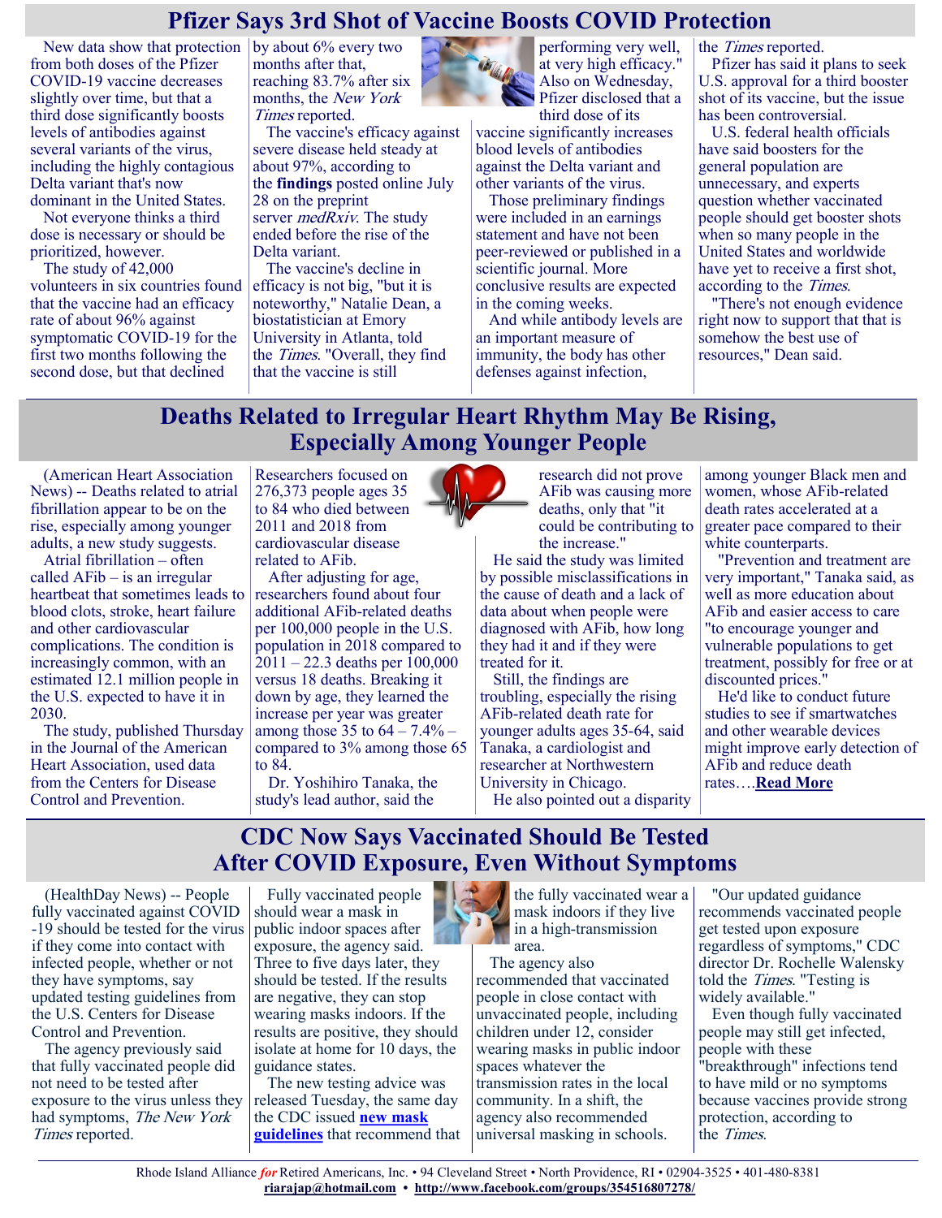## Pfizer Says 3rd Shot of Vaccine Boosts COVID Protection

New data show that protection from both doses of the Pfizer COVID-19 vaccine decreases slightly over time, but that a third dose significantly boosts levels of antibodies against several variants of the virus, including the highly contagious Delta variant that's now dominant in the United States.

Not everyone thinks a third dose is necessary or should be prioritized, however.

The study of 42,000 volunteers in six countries found that the vaccine had an efficacy rate of about 96% against symptomatic COVID-19 for the first two months following the second dose, but that declined by about 6% every two months after that, reaching 83.7% after six months, the *New York Times* reported.

The vaccine's efficacy against severe disease held steady at about 97%, according to the **findings** posted online July 28 on the preprint server *medRxiv*. The study ended before the rise of the Delta variant.

The vaccine's decline in efficacy is not big, "but it is noteworthy," Natalie Dean, a biostatistician at Emory University in Atlanta, told the *Times*. "Overall, they find that the vaccine is still performing very well, at very high efficacy." Also on Wednesday, Pfizer disclosed that a third dose of its vaccine significantly increases blood levels of antibodies against the Delta variant and other variants of the virus.

Those preliminary findings were included in an earnings statement and have not been peer-reviewed or published in a scientific journal. More conclusive results are expected in the coming weeks.

And while antibody levels are an important measure of immunity, the body has other defenses against infection, the *Times* reported.

Pfizer has said it plans to seek U.S. approval for a third booster shot of its vaccine, but the issue has been controversial.

U.S. federal health officials have said boosters for the general population are unnecessary, and experts question whether vaccinated people should get booster shots when so many people in the United States and worldwide have yet to receive a first shot, according to the *Times*.

"There's not enough evidence right now to support that that is somehow the best use of resources," Dean said.

## Deaths Related to Irregular Heart Rhythm May Be Rising, Especially Among Younger People

(American Heart Association News) -- Deaths related to atrial fibrillation appear to be on the rise, especially among younger adults, a new study suggests.

Atrial fibrillation – often called AFib – is an irregular heartbeat that sometimes leads to blood clots, stroke, heart failure and other cardiovascular complications. The condition is increasingly common, with an estimated 12.1 million people in the U.S. expected to have it in 2030.

The study, published Thursday in the Journal of the American Heart Association, used data from the Centers for Disease Control and Prevention. Researchers focused on 276,373 people ages 35 to 84 who died between 2011 and 2018 from cardiovascular disease related to AFib.

After adjusting for age, researchers found about four additional AFib-related deaths per 100,000 people in the U.S. population in 2018 compared to 2011 – 22.3 deaths per 100,000 versus 18 deaths. Breaking it down by age, they learned the increase per year was greater among those 35 to 64 – 7.4% – compared to 3% among those 65 to 84.

Dr. Yoshihiro Tanaka, the study's lead author, said the research did not prove AFib was causing more deaths, only that "it could be contributing to the increase."

He said the study was limited by possible misclassifications in the cause of death and a lack of data about when people were diagnosed with AFib, how long they had it and if they were treated for it.

Still, the findings are troubling, especially the rising AFib-related death rate for younger adults ages 35-64, said Tanaka, a cardiologist and researcher at Northwestern University in Chicago.

He also pointed out a disparity among younger Black men and women, whose AFib-related death rates accelerated at a greater pace compared to their white counterparts.

"Prevention and treatment are very important," Tanaka said, as well as more education about AFib and easier access to care "to encourage younger and vulnerable populations to get treatment, possibly for free or at discounted prices."

He'd like to conduct future studies to see if smartwatches and other wearable devices might improve early detection of AFib and reduce death rates….**Read More**

## CDC Now Says Vaccinated Should Be Tested After COVID Exposure, Even Without Symptoms

(HealthDay News) -- People fully vaccinated against COVID-19 should be tested for the virus if they come into contact with infected people, whether or not they have symptoms, say updated testing guidelines from the U.S. Centers for Disease Control and Prevention.

The agency previously said that fully vaccinated people did not need to be tested after exposure to the virus unless they had symptoms, *The New York Times* reported.

Fully vaccinated people should wear a mask in public indoor spaces after exposure, the agency said. Three to five days later, they should be tested. If the results are negative, they can stop wearing masks indoors. If the results are positive, they should isolate at home for 10 days, the guidance states.

The new testing advice was released Tuesday, the same day the CDC issued **new mask guidelines** that recommend that the fully vaccinated wear a mask indoors if they live in a high-transmission area.

The agency also recommended that vaccinated people in close contact with unvaccinated people, including children under 12, consider wearing masks in public indoor spaces whatever the transmission rates in the local community. In a shift, the agency also recommended universal masking in schools.

"Our updated guidance recommends vaccinated people get tested upon exposure regardless of symptoms," CDC director Dr. Rochelle Walensky told the *Times*. "Testing is widely available."

Even though fully vaccinated people may still get infected, people with these "breakthrough" infections tend to have mild or no symptoms because vaccines provide strong protection, according to the *Times*.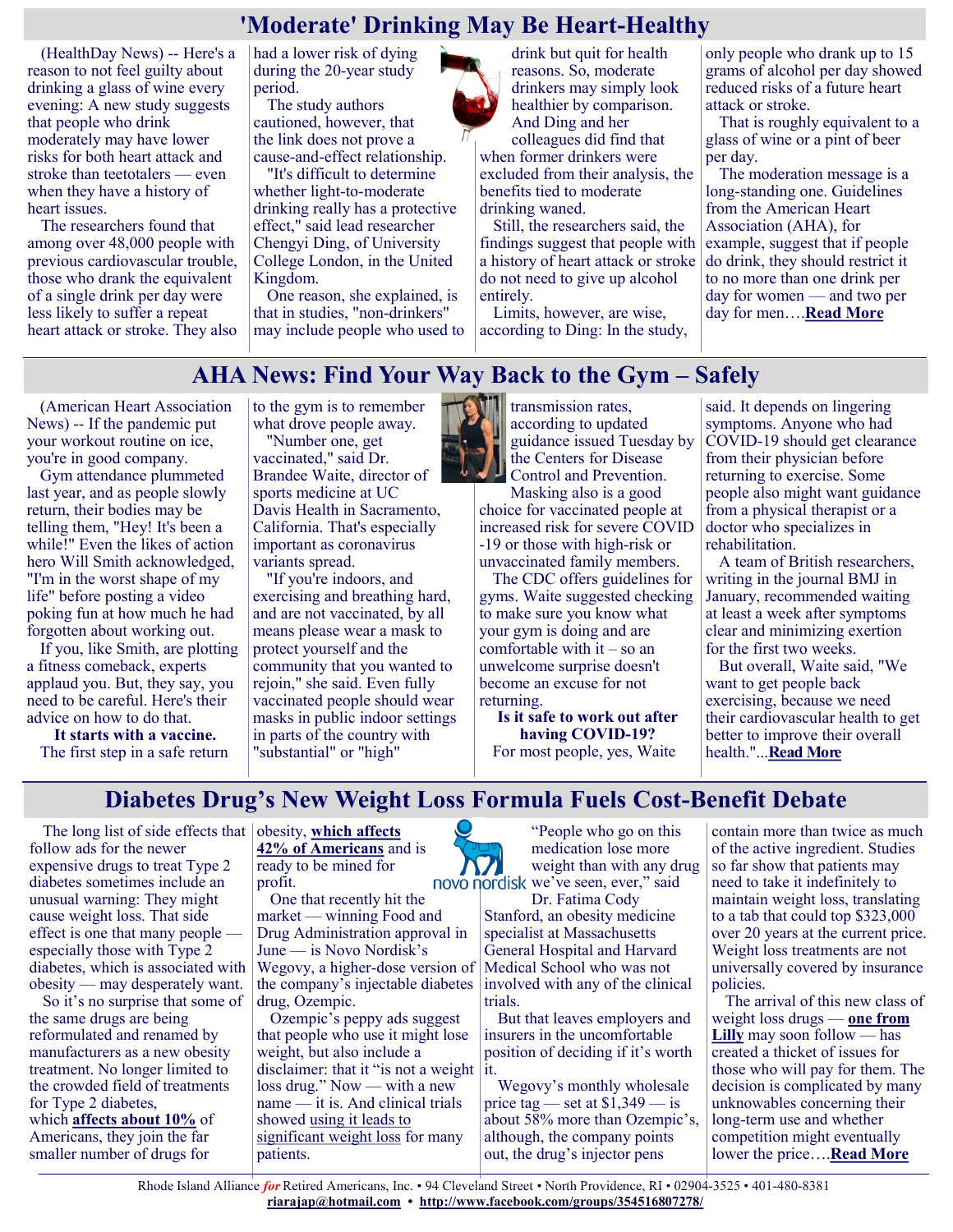# 'Moderate' Drinking May Be Heart-Healthy

(HealthDay News) -- Here's a reason to not feel guilty about drinking a glass of wine every evening: A new study suggests that people who drink moderately may have lower risks for both heart attack and stroke than teetotalers — even when they have a history of heart issues.

The researchers found that among over 48,000 people with previous cardiovascular trouble, those who drank the equivalent of a single drink per day were less likely to suffer a repeat heart attack or stroke. They also had a lower risk of dying during the 20-year study period.

The study authors cautioned, however, that the link does not prove a cause-and-effect relationship.

"It's difficult to determine whether light-to-moderate drinking really has a protective effect," said lead researcher Chengyi Ding, of University College London, in the United Kingdom.

One reason, she explained, is that in studies, "non-drinkers" may include people who used to drink but quit for health reasons. So, moderate drinkers may simply look healthier by comparison. And Ding and her colleagues did find that when former drinkers were excluded from their analysis, the benefits tied to moderate drinking waned.

Still, the researchers said, the findings suggest that people with a history of heart attack or stroke do not need to give up alcohol entirely.

Limits, however, are wise, according to Ding: In the study, only people who drank up to 15 grams of alcohol per day showed reduced risks of a future heart attack or stroke.

That is roughly equivalent to a glass of wine or a pint of beer per day.

The moderation message is a long-standing one. Guidelines from the American Heart Association (AHA), for example, suggest that if people do drink, they should restrict it to no more than one drink per day for women — and two per day for men….**Read More**

# AHA News: Find Your Way Back to the Gym – Safely

(American Heart Association News) -- If the pandemic put your workout routine on ice, you're in good company.

Gym attendance plummeted last year, and as people slowly return, their bodies may be telling them, "Hey! It's been a while!" Even the likes of action hero Will Smith acknowledged, "I'm in the worst shape of my life" before posting a video poking fun at how much he had forgotten about working out.

If you, like Smith, are plotting a fitness comeback, experts applaud you. But, they say, you need to be careful. Here's their advice on how to do that.

**It starts with a vaccine.**

The first step in a safe return to the gym is to remember what drove people away.

"Number one, get vaccinated," said Dr. Brandee Waite, director of sports medicine at UC Davis Health in Sacramento, California. That's especially important as coronavirus variants spread.

"If you're indoors, and exercising and breathing hard, and are not vaccinated, by all means please wear a mask to protect yourself and the community that you wanted to rejoin," she said. Even fully vaccinated people should wear masks in public indoor settings in parts of the country with "substantial" or "high" transmission rates, according to updated guidance issued Tuesday by the Centers for Disease Control and Prevention.

Masking also is a good choice for vaccinated people at increased risk for severe COVID-19 or those with high-risk or unvaccinated family members.

The CDC offers guidelines for gyms. Waite suggested checking to make sure you know what your gym is doing and are comfortable with it – so an unwelcome surprise doesn't become an excuse for not returning.

**Is it safe to work out after having COVID-19?**

For most people, yes, Waite said. It depends on lingering symptoms. Anyone who had COVID-19 should get clearance from their physician before returning to exercise. Some people also might want guidance from a physical therapist or a doctor who specializes in rehabilitation.

A team of British researchers, writing in the journal BMJ in January, recommended waiting at least a week after symptoms clear and minimizing exertion for the first two weeks.

But overall, Waite said, "We want to get people back exercising, because we need their cardiovascular health to get better to improve their overall health."...**Read More**

# Diabetes Drug's New Weight Loss Formula Fuels Cost-Benefit Debate

The long list of side effects that follow ads for the newer expensive drugs to treat Type 2 diabetes sometimes include an unusual warning: They might cause weight loss. That side effect is one that many people — especially those with Type 2 diabetes, which is associated with obesity — may desperately want.

So it's no surprise that some of the same drugs are being reformulated and renamed by manufacturers as a new obesity treatment. No longer limited to the crowded field of treatments for Type 2 diabetes, which **affects about 10%** of Americans, they join the far smaller number of drugs for obesity, **which affects 42% of Americans** and is ready to be mined for profit.

One that recently hit the market — winning Food and Drug Administration approval in June — is Novo Nordisk's Wegovy, a higher-dose version of the company's injectable diabetes drug, Ozempic.

Ozempic's peppy ads suggest that people who use it might lose weight, but also include a disclaimer: that it "is not a weight loss drug." Now — with a new name — it is. And clinical trials showed using it leads to significant weight loss for many patients.

"People who go on this medication lose more weight than with any drug we've seen, ever," said Dr. Fatima Cody Stanford, an obesity medicine specialist at Massachusetts General Hospital and Harvard Medical School who was not involved with any of the clinical trials.

But that leaves employers and insurers in the uncomfortable position of deciding if it's worth it.

Wegovy's monthly wholesale price tag — set at $1,349 — is about 58% more than Ozempic's, although, the company points out, the drug's injector pens contain more than twice as much of the active ingredient. Studies so far show that patients may need to take it indefinitely to maintain weight loss, translating to a tab that could top $323,000 over 20 years at the current price. Weight loss treatments are not universally covered by insurance policies.

The arrival of this new class of weight loss drugs — **one from Lilly** may soon follow — has created a thicket of issues for those who will pay for them. The decision is complicated by many unknowables concerning their long-term use and whether competition might eventually lower the price….**Read More**

Rhode Island Alliance *for* Retired Americans, Inc. • 94 Cleveland Street • North Providence, RI • 02904-3525 • 401-480-8381
**riarajap@hotmail.com** • **http://www.facebook.com/groups/354516807278/**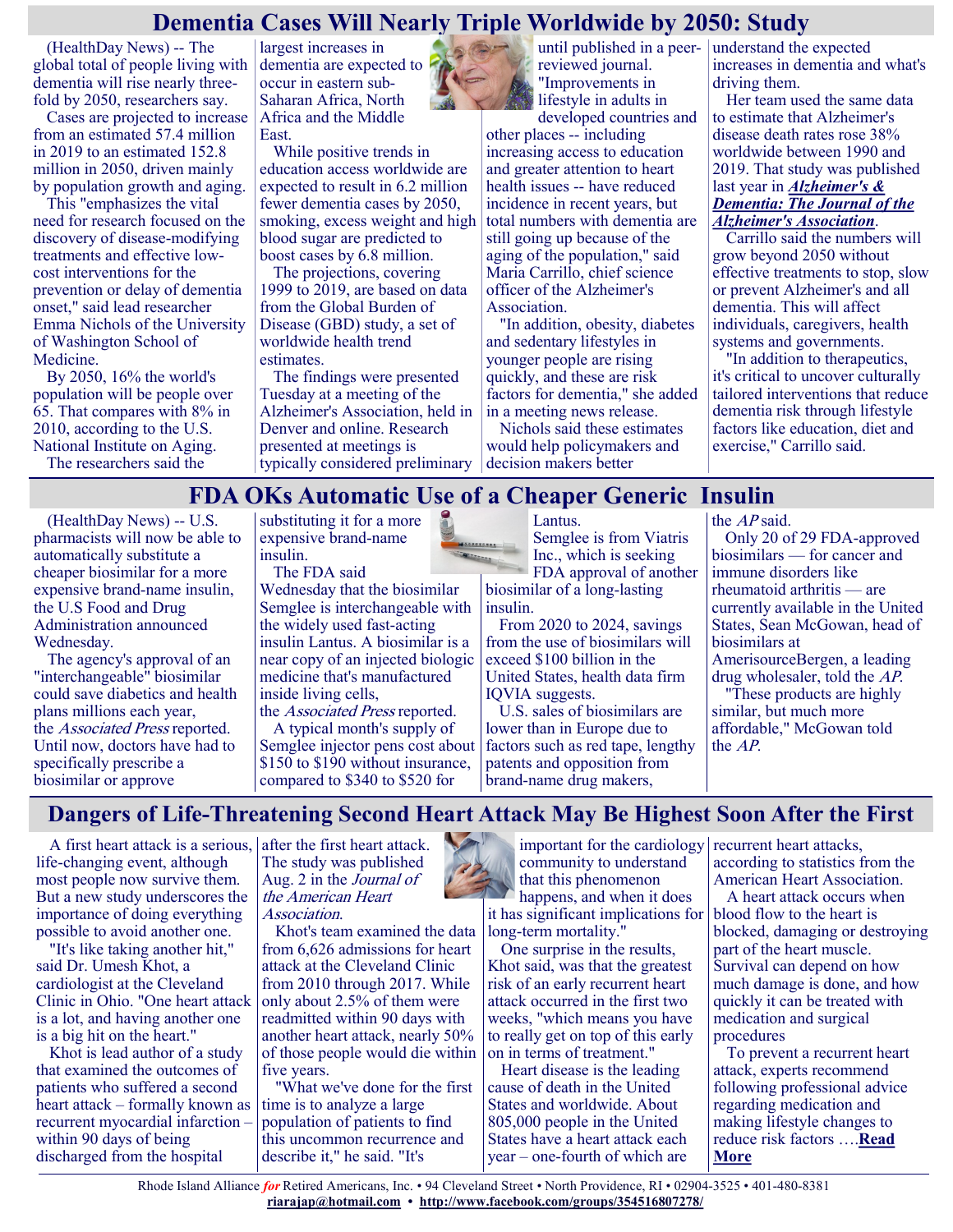# Dementia Cases Will Nearly Triple Worldwide by 2050: Study

(HealthDay News) -- The global total of people living with dementia will rise nearly three-fold by 2050, researchers say.

Cases are projected to increase from an estimated 57.4 million in 2019 to an estimated 152.8 million in 2050, driven mainly by population growth and aging.

This "emphasizes the vital need for research focused on the discovery of disease-modifying treatments and effective low-cost interventions for the prevention or delay of dementia onset," said lead researcher Emma Nichols of the University of Washington School of Medicine.

By 2050, 16% the world's population will be people over 65. That compares with 8% in 2010, according to the U.S. National Institute on Aging.

The researchers said the largest increases in dementia are expected to occur in eastern sub-Saharan Africa, North Africa and the Middle East.

While positive trends in education access worldwide are expected to result in 6.2 million fewer dementia cases by 2050, smoking, excess weight and high blood sugar are predicted to boost cases by 6.8 million.

The projections, covering 1999 to 2019, are based on data from the Global Burden of Disease (GBD) study, a set of worldwide health trend estimates.

The findings were presented Tuesday at a meeting of the Alzheimer's Association, held in Denver and online. Research presented at meetings is typically considered preliminary until published in a peer-reviewed journal.

"Improvements in lifestyle in adults in developed countries and other places -- including increasing access to education and greater attention to heart health issues -- have reduced incidence in recent years, but total numbers with dementia are still going up because of the aging of the population," said Maria Carrillo, chief science officer of the Alzheimer's Association.

"In addition, obesity, diabetes and sedentary lifestyles in younger people are rising quickly, and these are risk factors for dementia," she added in a meeting news release.

Nichols said these estimates would help policymakers and decision makers better understand the expected increases in dementia and what's driving them.

Her team used the same data to estimate that Alzheimer's disease death rates rose 38% worldwide between 1990 and 2019. That study was published last year in ***Alzheimer's & Dementia: The Journal of the Alzheimer's Association***.

Carrillo said the numbers will grow beyond 2050 without effective treatments to stop, slow or prevent Alzheimer's and all dementia. This will affect individuals, caregivers, health systems and governments.

"In addition to therapeutics, it's critical to uncover culturally tailored interventions that reduce dementia risk through lifestyle factors like education, diet and exercise," Carrillo said.

# FDA OKs Automatic Use of a Cheaper Generic Insulin

(HealthDay News) -- U.S. pharmacists will now be able to automatically substitute a cheaper biosimilar for a more expensive brand-name insulin, the U.S Food and Drug Administration announced Wednesday.

The agency's approval of an "interchangeable" biosimilar could save diabetics and health plans millions each year, the *Associated Press* reported. Until now, doctors have had to specifically prescribe a biosimilar or approve substituting it for a more expensive brand-name insulin.

The FDA said Wednesday that the biosimilar Semglee is interchangeable with the widely used fast-acting insulin Lantus. A biosimilar is a near copy of an injected biologic medicine that's manufactured inside living cells, the *Associated Press* reported.

A typical month's supply of Semglee injector pens cost about $150 to $190 without insurance, compared to $340 to $520 for Lantus.

Semglee is from Viatris Inc., which is seeking FDA approval of another biosimilar of a long-lasting insulin.

From 2020 to 2024, savings from the use of biosimilars will exceed $100 billion in the United States, health data firm IQVIA suggests.

U.S. sales of biosimilars are lower than in Europe due to factors such as red tape, lengthy patents and opposition from brand-name drug makers, the *AP* said.

Only 20 of 29 FDA-approved biosimilars — for cancer and immune disorders like rheumatoid arthritis — are currently available in the United States, Sean McGowan, head of biosimilars at AmerisourceBergen, a leading drug wholesaler, told the *AP*.

"These products are highly similar, but much more affordable," McGowan told the *AP*.

# Dangers of Life-Threatening Second Heart Attack May Be Highest Soon After the First

A first heart attack is a serious, life-changing event, although most people now survive them. But a new study underscores the importance of doing everything possible to avoid another one.

"It's like taking another hit," said Dr. Umesh Khot, a cardiologist at the Cleveland Clinic in Ohio. "One heart attack is a lot, and having another one is a big hit on the heart."

Khot is lead author of a study that examined the outcomes of patients who suffered a second heart attack – formally known as recurrent myocardial infarction – within 90 days of being discharged from the hospital after the first heart attack. The study was published Aug. 2 in the *Journal of the American Heart Association*.

Khot's team examined the data from 6,626 admissions for heart attack at the Cleveland Clinic from 2010 through 2017. While only about 2.5% of them were readmitted within 90 days with another heart attack, nearly 50% of those people would die within five years.

"What we've done for the first time is to analyze a large population of patients to find this uncommon recurrence and describe it," he said. "It's important for the cardiology community to understand that this phenomenon happens, and when it does it has significant implications for long-term mortality."

One surprise in the results, Khot said, was that the greatest risk of an early recurrent heart attack occurred in the first two weeks, "which means you have to really get on top of this early on in terms of treatment."

Heart disease is the leading cause of death in the United States and worldwide. About 805,000 people in the United States have a heart attack each year – one-fourth of which are recurrent heart attacks, according to statistics from the American Heart Association.

A heart attack occurs when blood flow to the heart is blocked, damaging or destroying part of the heart muscle. Survival can depend on how much damage is done, and how quickly it can be treated with medication and surgical procedures

To prevent a recurrent heart attack, experts recommend following professional advice regarding medication and making lifestyle changes to reduce risk factors ….**Read More**

Rhode Island Alliance *for* Retired Americans, Inc. • 94 Cleveland Street • North Providence, RI • 02904-3525 • 401-480-8381
**riarajap@hotmail.com** • **http://www.facebook.com/groups/354516807278/**